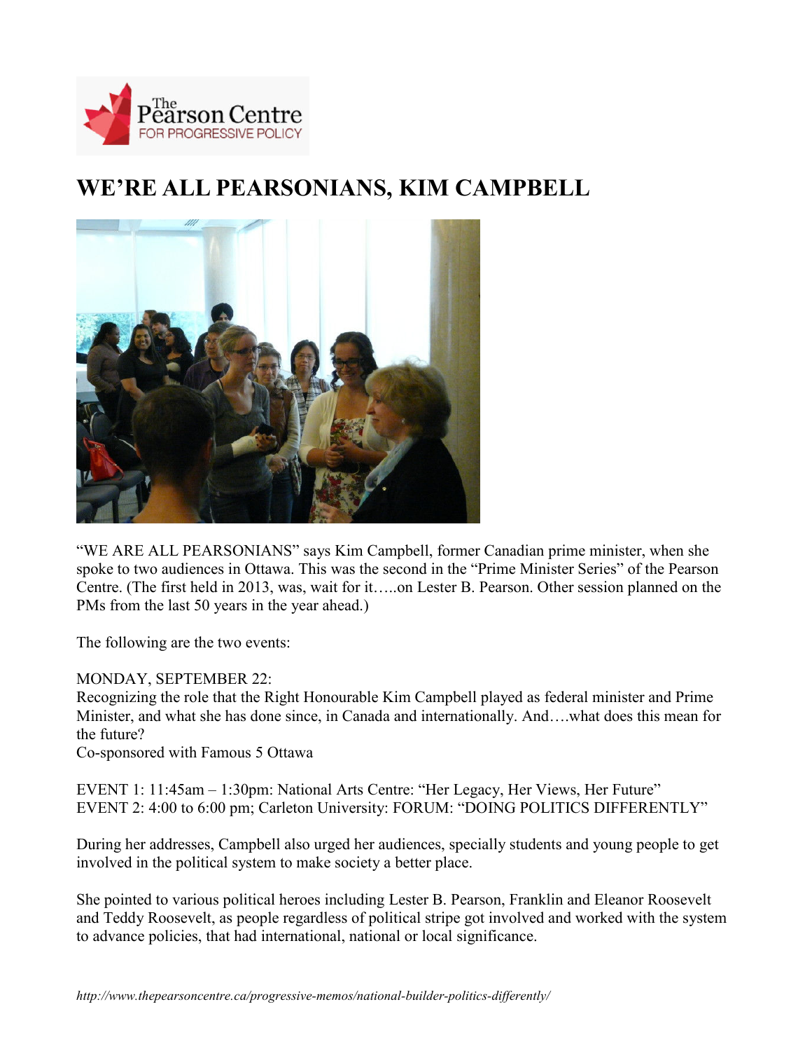# WE'RE ALL PEARSONIANS, KIM CAMPBELL

"WE ARE ALL PEARSONIANS" says Kim Campbell, former Canadian prime minister, when she spoke to two audiences in Ottawa. This was the second in the "Prime Minister Series" of the Pearson Centre. (The first held in 2013, was, wait for it…..on Lester B. Pearson. Other session planned on the PMs from the last 50 years in the year ahead.)

The following are the two events:

MONDAY, SEPTEMBER 22:
Recognizing the role that the Right Honourable Kim Campbell played as federal minister and Prime Minister, and what she has done since, in Canada and internationally. And….what does this mean for the future?
Co-sponsored with Famous 5 Ottawa

EVENT 1: 11:45am – 1:30pm: National Arts Centre: "Her Legacy, Her Views, Her Future"
EVENT 2: 4:00 to 6:00 pm; Carleton University: FORUM: "DOING POLITICS DIFFERENTLY"

During her addresses, Campbell also urged her audiences, specially students and young people to get involved in the political system to make society a better place.

She pointed to various political heroes including Lester B. Pearson, Franklin and Eleanor Roosevelt and Teddy Roosevelt, as people regardless of political stripe got involved and worked with the system to advance policies, that had international, national or local significance.

*http://www.thepearsoncentre.ca/progressive-memos/national-builder-politics-differently/*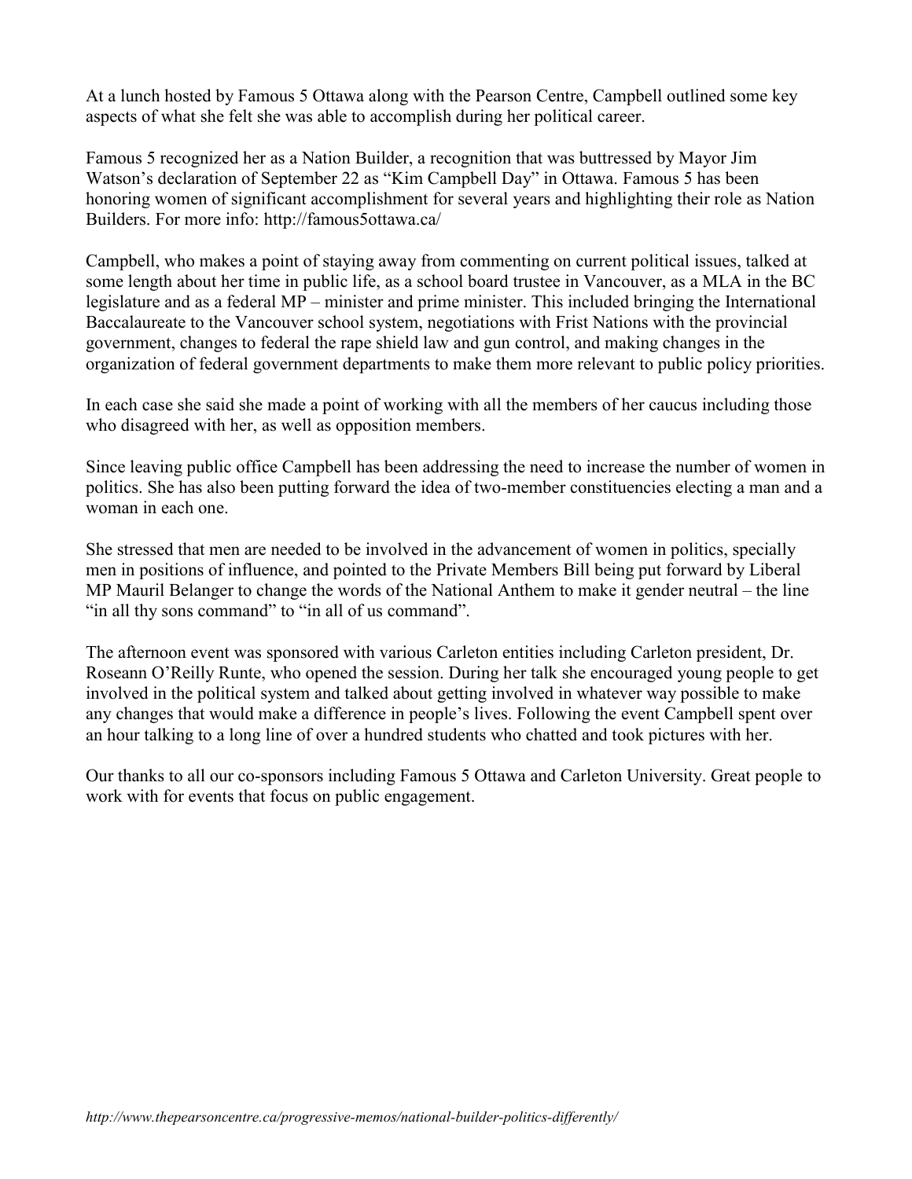At a lunch hosted by Famous 5 Ottawa along with the Pearson Centre, Campbell outlined some key aspects of what she felt she was able to accomplish during her political career.

Famous 5 recognized her as a Nation Builder, a recognition that was buttressed by Mayor Jim Watson's declaration of September 22 as "Kim Campbell Day" in Ottawa. Famous 5 has been honoring women of significant accomplishment for several years and highlighting their role as Nation Builders. For more info: http://famous5ottawa.ca/

Campbell, who makes a point of staying away from commenting on current political issues, talked at some length about her time in public life, as a school board trustee in Vancouver, as a MLA in the BC legislature and as a federal MP – minister and prime minister. This included bringing the International Baccalaureate to the Vancouver school system, negotiations with Frist Nations with the provincial government, changes to federal the rape shield law and gun control, and making changes in the organization of federal government departments to make them more relevant to public policy priorities.

In each case she said she made a point of working with all the members of her caucus including those who disagreed with her, as well as opposition members.

Since leaving public office Campbell has been addressing the need to increase the number of women in politics. She has also been putting forward the idea of two-member constituencies electing a man and a woman in each one.

She stressed that men are needed to be involved in the advancement of women in politics, specially men in positions of influence, and pointed to the Private Members Bill being put forward by Liberal MP Mauril Belanger to change the words of the National Anthem to make it gender neutral – the line "in all thy sons command" to "in all of us command".

The afternoon event was sponsored with various Carleton entities including Carleton president, Dr. Roseann O'Reilly Runte, who opened the session. During her talk she encouraged young people to get involved in the political system and talked about getting involved in whatever way possible to make any changes that would make a difference in people's lives. Following the event Campbell spent over an hour talking to a long line of over a hundred students who chatted and took pictures with her.

Our thanks to all our co-sponsors including Famous 5 Ottawa and Carleton University. Great people to work with for events that focus on public engagement.

*http://www.thepearsoncentre.ca/progressive-memos/national-builder-politics-differently/*